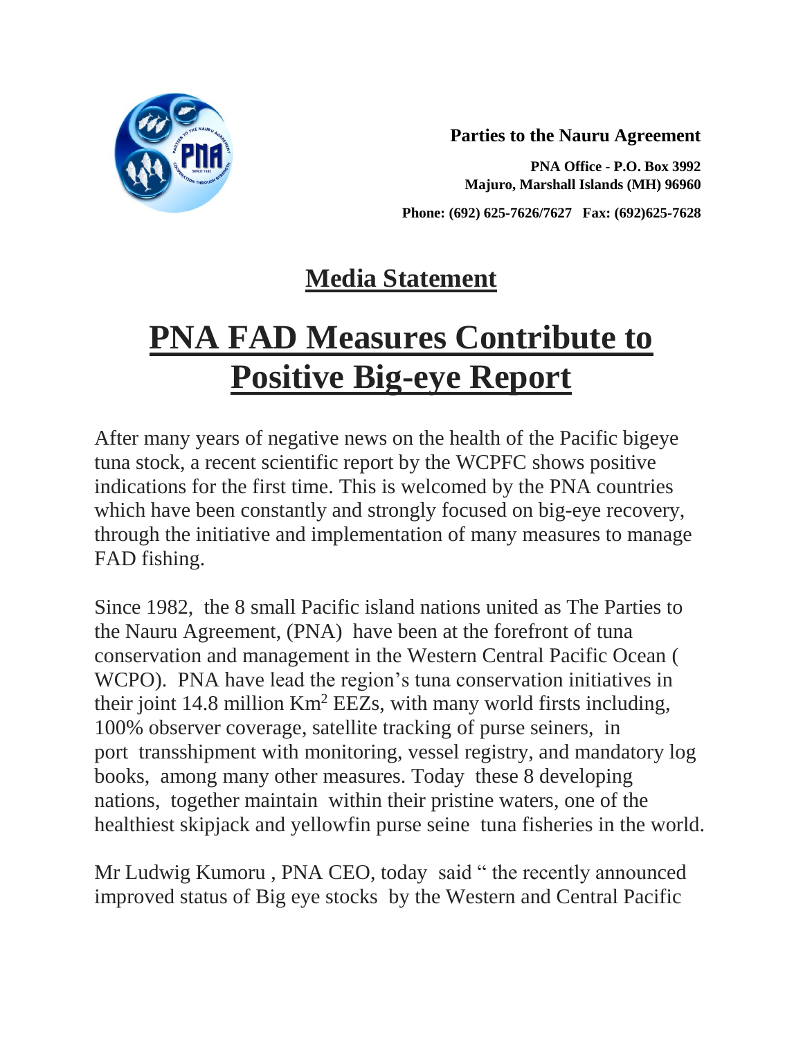**Parties to the Nauru Agreement**

**PNA Office - P.O. Box 3992**
**Majuro, Marshall Islands (MH) 96960**

**Phone: (692) 625-7626/7627 Fax: (692)625-7628**

## Media Statement

# PNA FAD Measures Contribute to Positive Big-eye Report

After many years of negative news on the health of the Pacific bigeye tuna stock, a recent scientific report by the WCPFC shows positive indications for the first time. This is welcomed by the PNA countries which have been constantly and strongly focused on big-eye recovery, through the initiative and implementation of many measures to manage FAD fishing.

Since 1982, the 8 small Pacific island nations united as The Parties to the Nauru Agreement, (PNA) have been at the forefront of tuna conservation and management in the Western Central Pacific Ocean ( WCPO). PNA have lead the region's tuna conservation initiatives in their joint 14.8 million $Km^2$ EEZs, with many world firsts including, 100% observer coverage, satellite tracking of purse seiners, in port transshipment with monitoring, vessel registry, and mandatory log books, among many other measures. Today these 8 developing nations, together maintain within their pristine waters, one of the healthiest skipjack and yellowfin purse seine tuna fisheries in the world.

Mr Ludwig Kumoru , PNA CEO, today said " the recently announced improved status of Big eye stocks by the Western and Central Pacific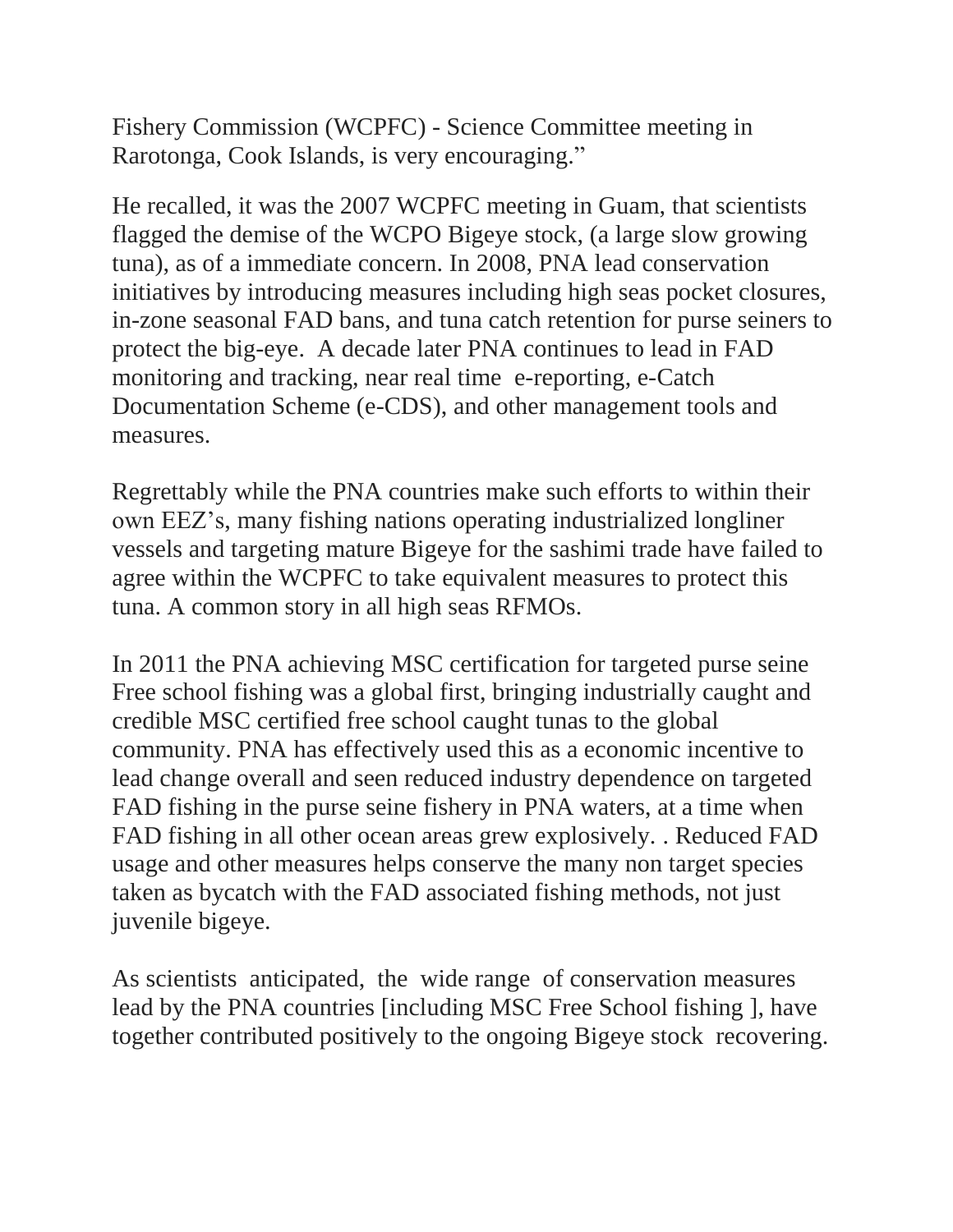Fishery Commission (WCPFC) - Science Committee meeting in Rarotonga, Cook Islands, is very encouraging."

He recalled, it was the 2007 WCPFC meeting in Guam, that scientists flagged the demise of the WCPO Bigeye stock, (a large slow growing tuna), as of a immediate concern. In 2008, PNA lead conservation initiatives by introducing measures including high seas pocket closures, in-zone seasonal FAD bans, and tuna catch retention for purse seiners to protect the big-eye. A decade later PNA continues to lead in FAD monitoring and tracking, near real time e-reporting, e-Catch Documentation Scheme (e-CDS), and other management tools and measures.

Regrettably while the PNA countries make such efforts to within their own EEZ's, many fishing nations operating industrialized longliner vessels and targeting mature Bigeye for the sashimi trade have failed to agree within the WCPFC to take equivalent measures to protect this tuna. A common story in all high seas RFMOs.

In 2011 the PNA achieving MSC certification for targeted purse seine Free school fishing was a global first, bringing industrially caught and credible MSC certified free school caught tunas to the global community. PNA has effectively used this as a economic incentive to lead change overall and seen reduced industry dependence on targeted FAD fishing in the purse seine fishery in PNA waters, at a time when FAD fishing in all other ocean areas grew explosively. . Reduced FAD usage and other measures helps conserve the many non target species taken as bycatch with the FAD associated fishing methods, not just juvenile bigeye.

As scientists anticipated, the wide range of conservation measures lead by the PNA countries [including MSC Free School fishing ], have together contributed positively to the ongoing Bigeye stock recovering.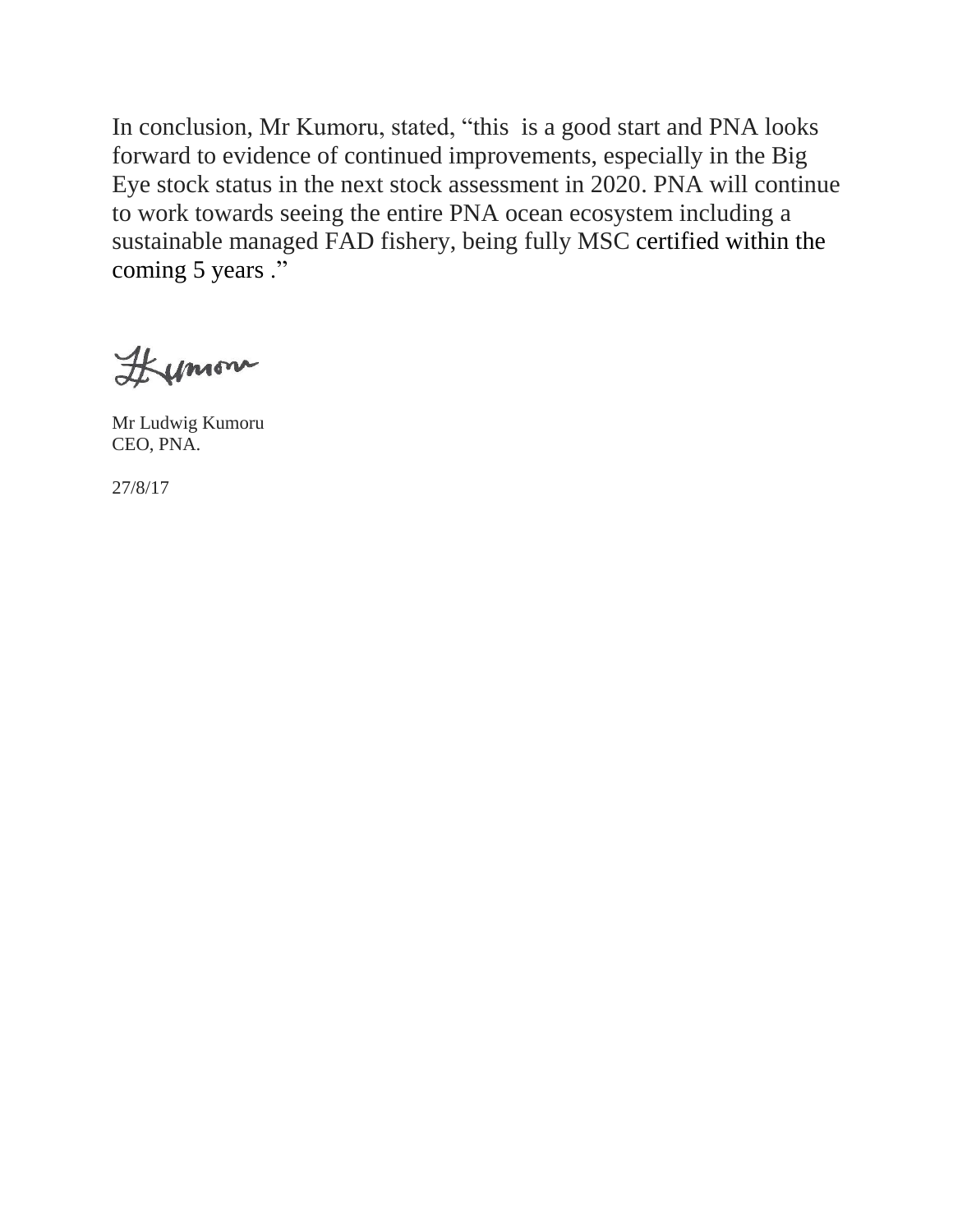In conclusion, Mr Kumoru, stated, “this is a good start and PNA looks forward to evidence of continued improvements, especially in the Big Eye stock status in the next stock assessment in 2020. PNA will continue to work towards seeing the entire PNA ocean ecosystem including a sustainable managed FAD fishery, being fully MSC certified within the coming 5 years .”

Mr Ludwig Kumoru
CEO, PNA.

27/8/17